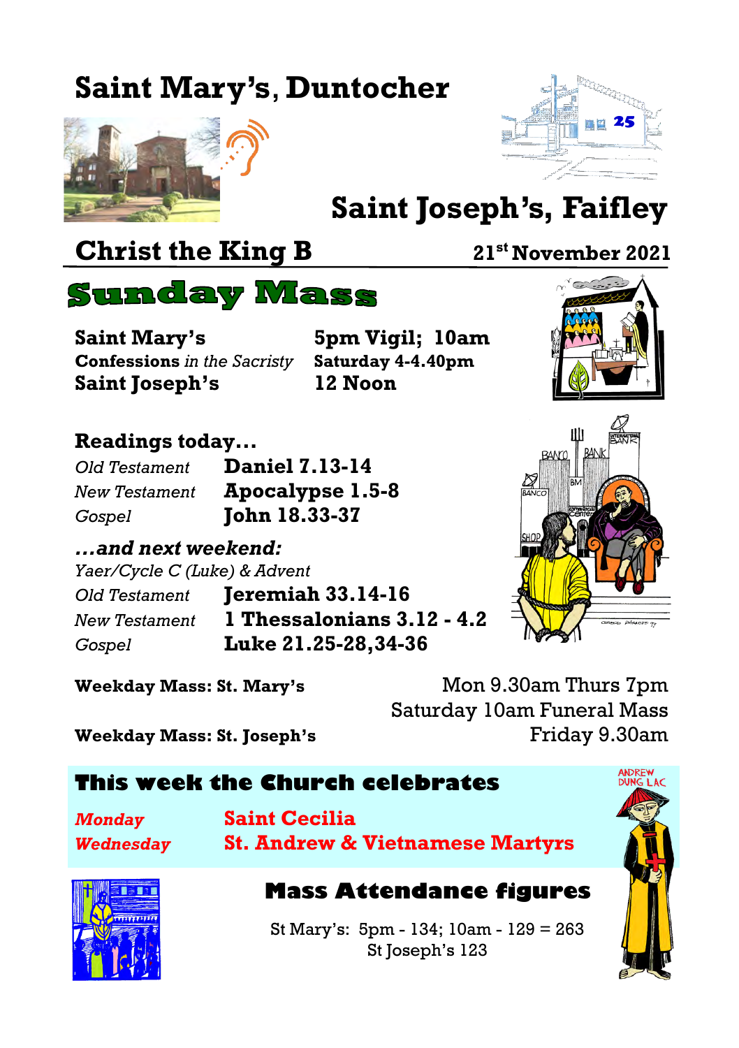# Saint Mary's, Duntocher

# Saint Joseph's, Faifley

## Christ the King B

**21st November 2021**

# Sunday Mass

| | |
|---|---|
| **Saint Mary's** | **5pm Vigil; 10am** |
| **Confessions** *in the Sacristy* | **Saturday 4-4.40pm** |
| **Saint Joseph's** | **12 Noon** |

### Readings today...

| | |
|---|---|
| *Old Testament* | **Daniel 7.13-14** |
| *New Testament* | **Apocalypse 1.5-8** |
| *Gospel* | **John 18.33-37** |

### *...and next weekend:*

*Yaer/Cycle C (Luke) & Advent*

| | |
|---|---|
| *Old Testament* | **Jeremiah 33.14-16** |
| *New Testament* | **1 Thessalonians 3.12 - 4.2** |
| *Gospel* | **Luke 21.25-28,34-36** |

**Weekday Mass: St. Mary's** Mon 9.30am Thurs 7pm
Saturday 10am Funeral Mass

**Weekday Mass: St. Joseph's** Friday 9.30am

## This week the Church celebrates

| | |
|---|---|
| ***Monday*** | **Saint Cecilia** |
| ***Wednesday*** | **St. Andrew & Vietnamese Martyrs** |

## Mass Attendance figures

St Mary's: 5pm - 134; 10am - 129 = 263
St Joseph's 123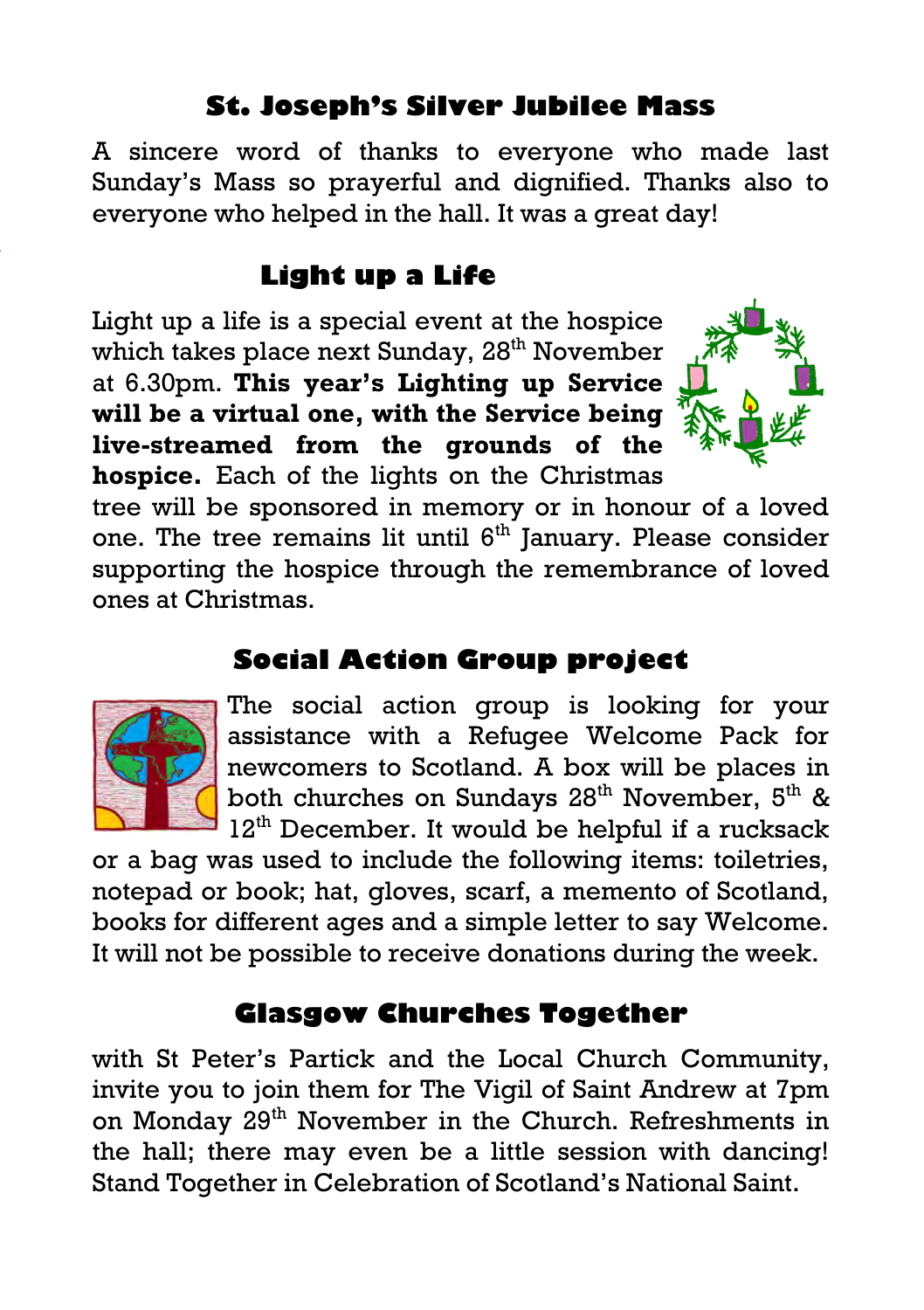## St. Joseph's Silver Jubilee Mass

A sincere word of thanks to everyone who made last Sunday's Mass so prayerful and dignified. Thanks also to everyone who helped in the hall. It was a great day!

## Light up a Life

Light up a life is a special event at the hospice which takes place next Sunday, 28th November at 6.30pm. **This year's Lighting up Service will be a virtual one, with the Service being live-streamed from the grounds of the hospice.** Each of the lights on the Christmas tree will be sponsored in memory or in honour of a loved one. The tree remains lit until 6th January. Please consider supporting the hospice through the remembrance of loved ones at Christmas.

## Social Action Group project

The social action group is looking for your assistance with a Refugee Welcome Pack for newcomers to Scotland. A box will be places in both churches on Sundays 28th November, 5th & 12th December. It would be helpful if a rucksack or a bag was used to include the following items: toiletries, notepad or book; hat, gloves, scarf, a memento of Scotland, books for different ages and a simple letter to say Welcome. It will not be possible to receive donations during the week.

## Glasgow Churches Together

with St Peter's Partick and the Local Church Community, invite you to join them for The Vigil of Saint Andrew at 7pm on Monday 29th November in the Church. Refreshments in the hall; there may even be a little session with dancing! Stand Together in Celebration of Scotland's National Saint.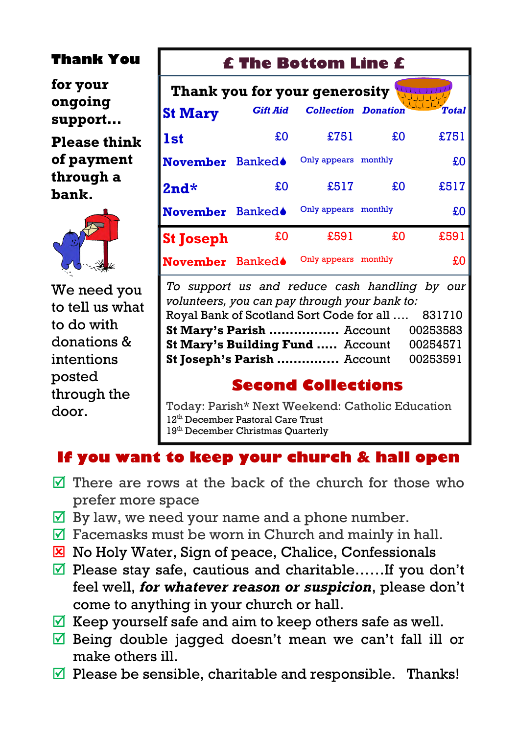**Thank You**

**for your ongoing support…**

**Please think of payment through a bank.**

We need you to tell us what to do with donations & intentions posted through the door.

## £ The Bottom Line £

**Thank you for your generosity**

| **St Mary** | *Gift Aid* | *Collection* | *Donation* | *Total* |
|---|---|---|---|---|
| **1st** | £0 | £751 | £0 | £751 |
| **November** | Banked♦ | Only appears | monthly | £0 |
| **2nd*** | £0 | £517 | £0 | £517 |
| **November** | Banked♦ | Only appears | monthly | £0 |
| **St Joseph** | £0 | £591 | £0 | £591 |
| **November** | Banked♦ | Only appears | monthly | £0 |

*To support us and reduce cash handling by our volunteers, you can pay through your bank to:*

Royal Bank of Scotland Sort Code for all …. 831710

**St Mary's Parish** ................. Account 00253583

**St Mary's Building Fund** ..... Account 00254571

**St Joseph's Parish** ............... Account 00253591

## Second Collections

Today: Parish* Next Weekend: Catholic Education

12th December Pastoral Care Trust

19th December Christmas Quarterly

## If you want to keep your church & hall open

- ☑ There are rows at the back of the church for those who prefer more space
- ☑ By law, we need your name and a phone number.
- ☑ Facemasks must be worn in Church and mainly in hall.
- ☒ No Holy Water, Sign of peace, Chalice, Confessionals
- ☑ Please stay safe, cautious and charitable……If you don't feel well, ***for whatever reason or suspicion***, please don't come to anything in your church or hall.
- ☑ Keep yourself safe and aim to keep others safe as well.
- ☑ Being double jagged doesn't mean we can't fall ill or make others ill.
- ☑ Please be sensible, charitable and responsible. Thanks!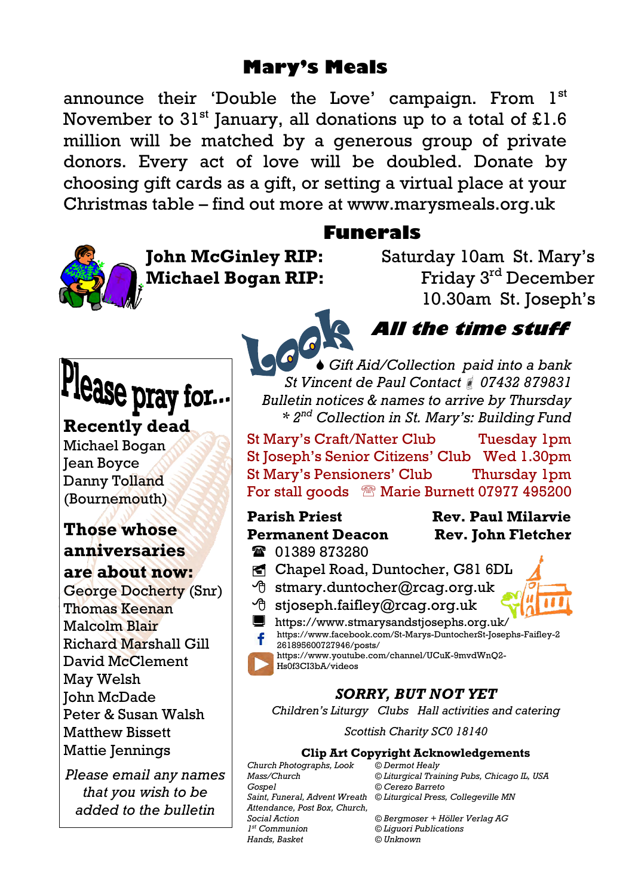## Mary's Meals

announce their 'Double the Love' campaign. From 1st November to 31st January, all donations up to a total of £1.6 million will be matched by a generous group of private donors. Every act of love will be doubled. Donate by choosing gift cards as a gift, or setting a virtual place at your Christmas table – find out more at www.marysmeals.org.uk

## Funerals

**John McGinley RIP:** Saturday 10am St. Mary's

**Michael Bogan RIP:** Friday 3rd December 10.30am St. Joseph's

## Please pray for...

### Recently dead

Michael Bogan
Jean Boyce
Danny Tolland (Bournemouth)

### Those whose anniversaries are about now:

George Docherty (Snr)
Thomas Keenan
Malcolm Blair
Richard Marshall Gill
David McClement
May Welsh
John McDade
Peter & Susan Walsh
Matthew Bissett
Mattie Jennings

*Please email any names that you wish to be added to the bulletin*

## Look — *All the time stuff*

*Gift Aid/Collection paid into a bank*
*St Vincent de Paul Contact 07432 879831*
*Bulletin notices & names to arrive by Thursday*
*\* 2nd Collection in St. Mary's: Building Fund*

| | |
|---|---|
| St Mary's Craft/Natter Club | Tuesday 1pm |
| St Joseph's Senior Citizens' Club | Wed 1.30pm |
| St Mary's Pensioners' Club | Thursday 1pm |
| For stall goods | Marie Burnett 07977 495200 |

| | |
|---|---|
| **Parish Priest** | **Rev. Paul Milarvie** |
| **Permanent Deacon** | **Rev. John Fletcher** |

01389 873280
Chapel Road, Duntocher, G81 6DL
stmary.duntocher@rcag.org.uk
stjoseph.faifley@rcag.org.uk
https://www.stmarysandstjosephs.org.uk/
https://www.facebook.com/St-Marys-DuntocherSt-Josephs-Faifley-2261895600727946/posts/
https://www.youtube.com/channel/UCuK-9mvdWnQ2-Hs0f3CI3bA/videos

### *SORRY, BUT NOT YET*

*Children's Liturgy Clubs Hall activities and catering*

*Scottish Charity SC0 18140*

### Clip Art Copyright Acknowledgements

| | |
|---|---|
| *Church Photographs, Look* | *© Dermot Healy* |
| *Mass/Church* | *© Liturgical Training Pubs, Chicago IL, USA* |
| *Gospel* | *© Cerezo Barreto* |
| *Saint, Funeral, Advent Wreath* | *© Liturgical Press, Collegeville MN* |
| *Attendance, Post Box, Church, Social Action* | *© Bergmoser + Höller Verlag AG* |
| *1st Communion* | *© Liguori Publications* |
| *Hands, Basket* | *© Unknown* |